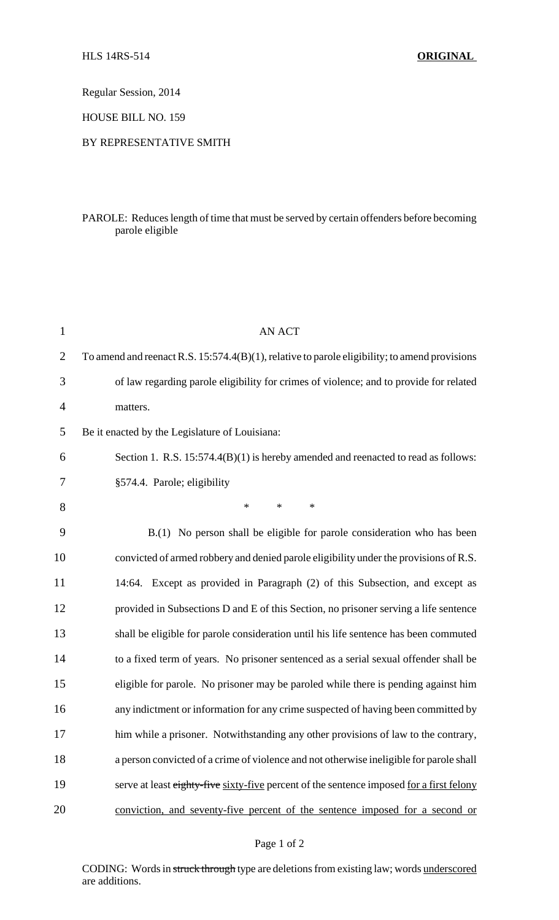HLS 14RS-514 **ORIGINAL**

Regular Session, 2014

HOUSE BILL NO. 159

BY REPRESENTATIVE SMITH

PAROLE: Reduces length of time that must be served by certain offenders before becoming parole eligible

AN ACT

To amend and reenact R.S. 15:574.4(B)(1), relative to parole eligibility; to amend provisions of law regarding parole eligibility for crimes of violence; and to provide for related matters.

Be it enacted by the Legislature of Louisiana:

Section 1. R.S. 15:574.4(B)(1) is hereby amended and reenacted to read as follows:

§574.4. Parole; eligibility

\* \* \*

B.(1) No person shall be eligible for parole consideration who has been convicted of armed robbery and denied parole eligibility under the provisions of R.S. 14:64. Except as provided in Paragraph (2) of this Subsection, and except as provided in Subsections D and E of this Section, no prisoner serving a life sentence shall be eligible for parole consideration until his life sentence has been commuted to a fixed term of years. No prisoner sentenced as a serial sexual offender shall be eligible for parole. No prisoner may be paroled while there is pending against him any indictment or information for any crime suspected of having been committed by him while a prisoner. Notwithstanding any other provisions of law to the contrary, a person convicted of a crime of violence and not otherwise ineligible for parole shall serve at least ~~eighty-five~~ <u>sixty-five</u> percent of the sentence imposed <u>for a first felony conviction, and seventy-five percent of the sentence imposed for a second or</u>

CODING: Words in ~~struck through~~ type are deletions from existing law; words <u>underscored</u> are additions.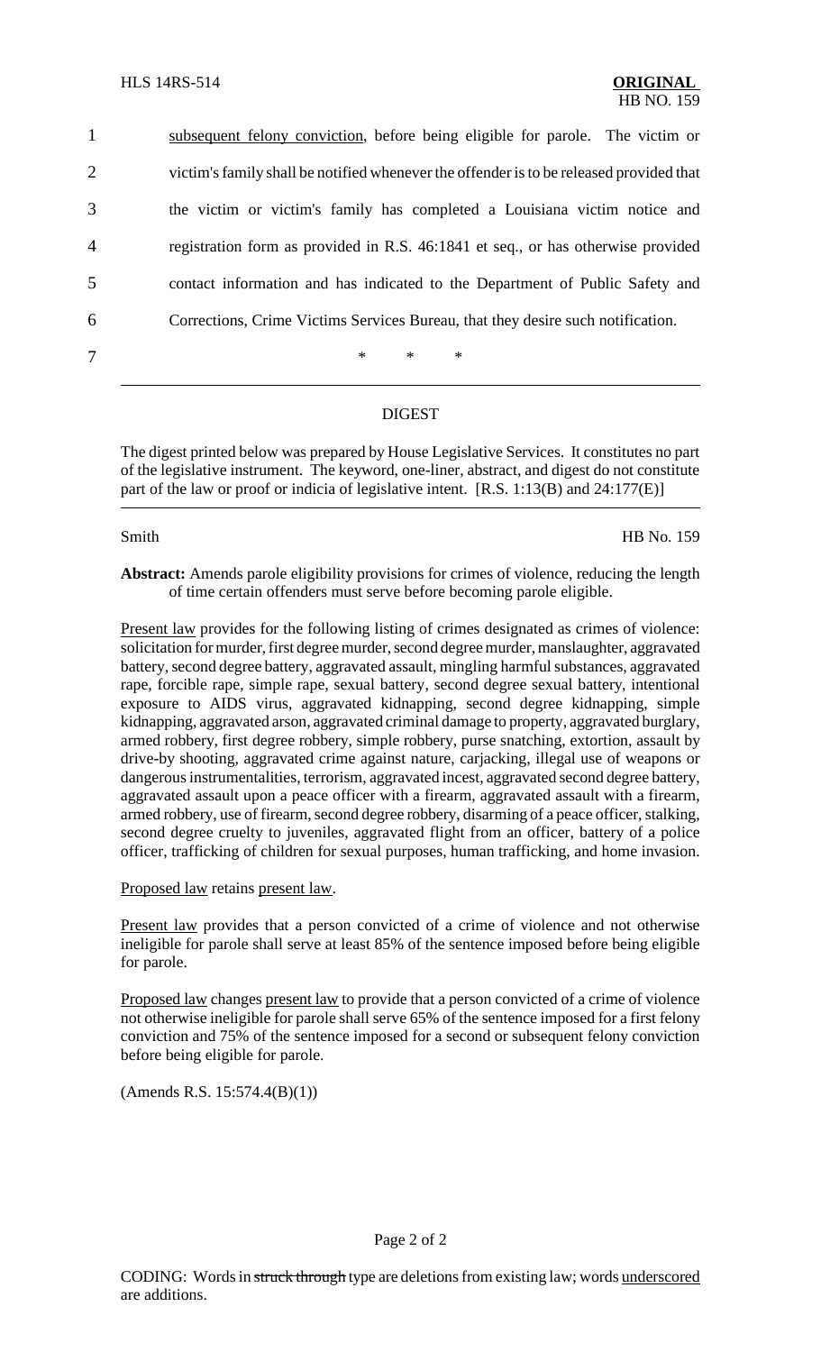1 subsequent felony conviction, before being eligible for parole. The victim or
2 victim's family shall be notified whenever the offender is to be released provided that
3 the victim or victim's family has completed a Louisiana victim notice and
4 registration form as provided in R.S. 46:1841 et seq., or has otherwise provided
5 contact information and has indicated to the Department of Public Safety and
6 Corrections, Crime Victims Services Bureau, that they desire such notification.
7 * * *

## DIGEST

The digest printed below was prepared by House Legislative Services. It constitutes no part of the legislative instrument. The keyword, one-liner, abstract, and digest do not constitute part of the law or proof or indicia of legislative intent. [R.S. 1:13(B) and 24:177(E)]

Smith HB No. 159

**Abstract:** Amends parole eligibility provisions for crimes of violence, reducing the length of time certain offenders must serve before becoming parole eligible.

Present law provides for the following listing of crimes designated as crimes of violence: solicitation for murder, first degree murder, second degree murder, manslaughter, aggravated battery, second degree battery, aggravated assault, mingling harmful substances, aggravated rape, forcible rape, simple rape, sexual battery, second degree sexual battery, intentional exposure to AIDS virus, aggravated kidnapping, second degree kidnapping, simple kidnapping, aggravated arson, aggravated criminal damage to property, aggravated burglary, armed robbery, first degree robbery, simple robbery, purse snatching, extortion, assault by drive-by shooting, aggravated crime against nature, carjacking, illegal use of weapons or dangerous instrumentalities, terrorism, aggravated incest, aggravated second degree battery, aggravated assault upon a peace officer with a firearm, aggravated assault with a firearm, armed robbery, use of firearm, second degree robbery, disarming of a peace officer, stalking, second degree cruelty to juveniles, aggravated flight from an officer, battery of a police officer, trafficking of children for sexual purposes, human trafficking, and home invasion.

Proposed law retains present law.

Present law provides that a person convicted of a crime of violence and not otherwise ineligible for parole shall serve at least 85% of the sentence imposed before being eligible for parole.

Proposed law changes present law to provide that a person convicted of a crime of violence not otherwise ineligible for parole shall serve 65% of the sentence imposed for a first felony conviction and 75% of the sentence imposed for a second or subsequent felony conviction before being eligible for parole.

(Amends R.S. 15:574.4(B)(1))

CODING: Words in struck through type are deletions from existing law; words underscored are additions.